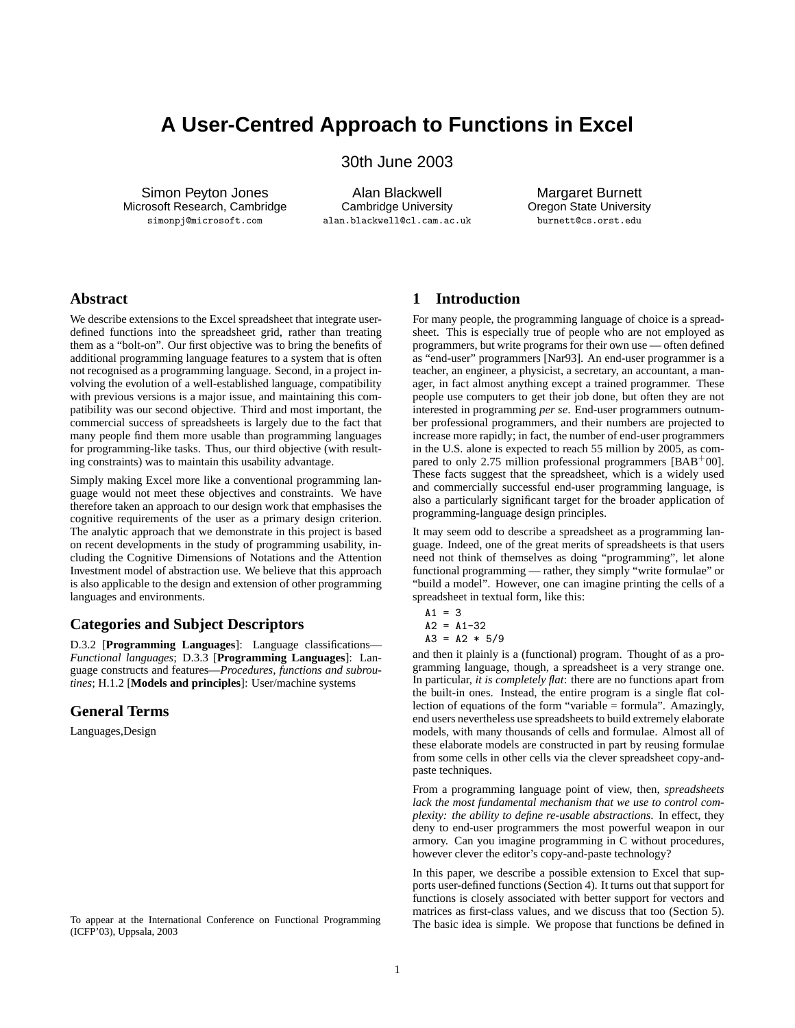# A User-Centred Approach to Functions in Excel

30th June 2003

Simon Peyton Jones
Microsoft Research, Cambridge
simonpj@microsoft.com

Alan Blackwell
Cambridge University
alan.blackwell@cl.cam.ac.uk

Margaret Burnett
Oregon State University
burnett@cs.orst.edu

## Abstract

We describe extensions to the Excel spreadsheet that integrate user-defined functions into the spreadsheet grid, rather than treating them as a "bolt-on". Our first objective was to bring the benefits of additional programming language features to a system that is often not recognised as a programming language. Second, in a project involving the evolution of a well-established language, compatibility with previous versions is a major issue, and maintaining this compatibility was our second objective. Third and most important, the commercial success of spreadsheets is largely due to the fact that many people find them more usable than programming languages for programming-like tasks. Thus, our third objective (with resulting constraints) was to maintain this usability advantage.

Simply making Excel more like a conventional programming language would not meet these objectives and constraints. We have therefore taken an approach to our design work that emphasises the cognitive requirements of the user as a primary design criterion. The analytic approach that we demonstrate in this project is based on recent developments in the study of programming usability, including the Cognitive Dimensions of Notations and the Attention Investment model of abstraction use. We believe that this approach is also applicable to the design and extension of other programming languages and environments.

## Categories and Subject Descriptors

D.3.2 [**Programming Languages**]: Language classifications—*Functional languages*; D.3.3 [**Programming Languages**]: Language constructs and features—*Procedures, functions and subroutines*; H.1.2 [**Models and principles**]: User/machine systems

## General Terms

Languages,Design

To appear at the International Conference on Functional Programming (ICFP'03), Uppsala, 2003

## 1 Introduction

For many people, the programming language of choice is a spreadsheet. This is especially true of people who are not employed as programmers, but write programs for their own use — often defined as "end-user" programmers [Nar93]. An end-user programmer is a teacher, an engineer, a physicist, a secretary, an accountant, a manager, in fact almost anything except a trained programmer. These people use computers to get their job done, but often they are not interested in programming *per se*. End-user programmers outnumber professional programmers, and their numbers are projected to increase more rapidly; in fact, the number of end-user programmers in the U.S. alone is expected to reach 55 million by 2005, as compared to only 2.75 million professional programmers [BAB+00]. These facts suggest that the spreadsheet, which is a widely used and commercially successful end-user programming language, is also a particularly significant target for the broader application of programming-language design principles.

It may seem odd to describe a spreadsheet as a programming language. Indeed, one of the great merits of spreadsheets is that users need not think of themselves as doing "programming", let alone functional programming — rather, they simply "write formulae" or "build a model". However, one can imagine printing the cells of a spreadsheet in textual form, like this:

```
A1 = 3
A2 = A1-32
A3 = A2 * 5/9
```

and then it plainly is a (functional) program. Thought of as a programming language, though, a spreadsheet is a very strange one. In particular, *it is completely flat*: there are no functions apart from the built-in ones. Instead, the entire program is a single flat collection of equations of the form "variable = formula". Amazingly, end users nevertheless use spreadsheets to build extremely elaborate models, with many thousands of cells and formulae. Almost all of these elaborate models are constructed in part by reusing formulae from some cells in other cells via the clever spreadsheet copy-and-paste techniques.

From a programming language point of view, then, *spreadsheets lack the most fundamental mechanism that we use to control complexity: the ability to define re-usable abstractions.* In effect, they deny to end-user programmers the most powerful weapon in our armory. Can you imagine programming in C without procedures, however clever the editor's copy-and-paste technology?

In this paper, we describe a possible extension to Excel that supports user-defined functions (Section 4). It turns out that support for functions is closely associated with better support for vectors and matrices as first-class values, and we discuss that too (Section 5). The basic idea is simple. We propose that functions be defined in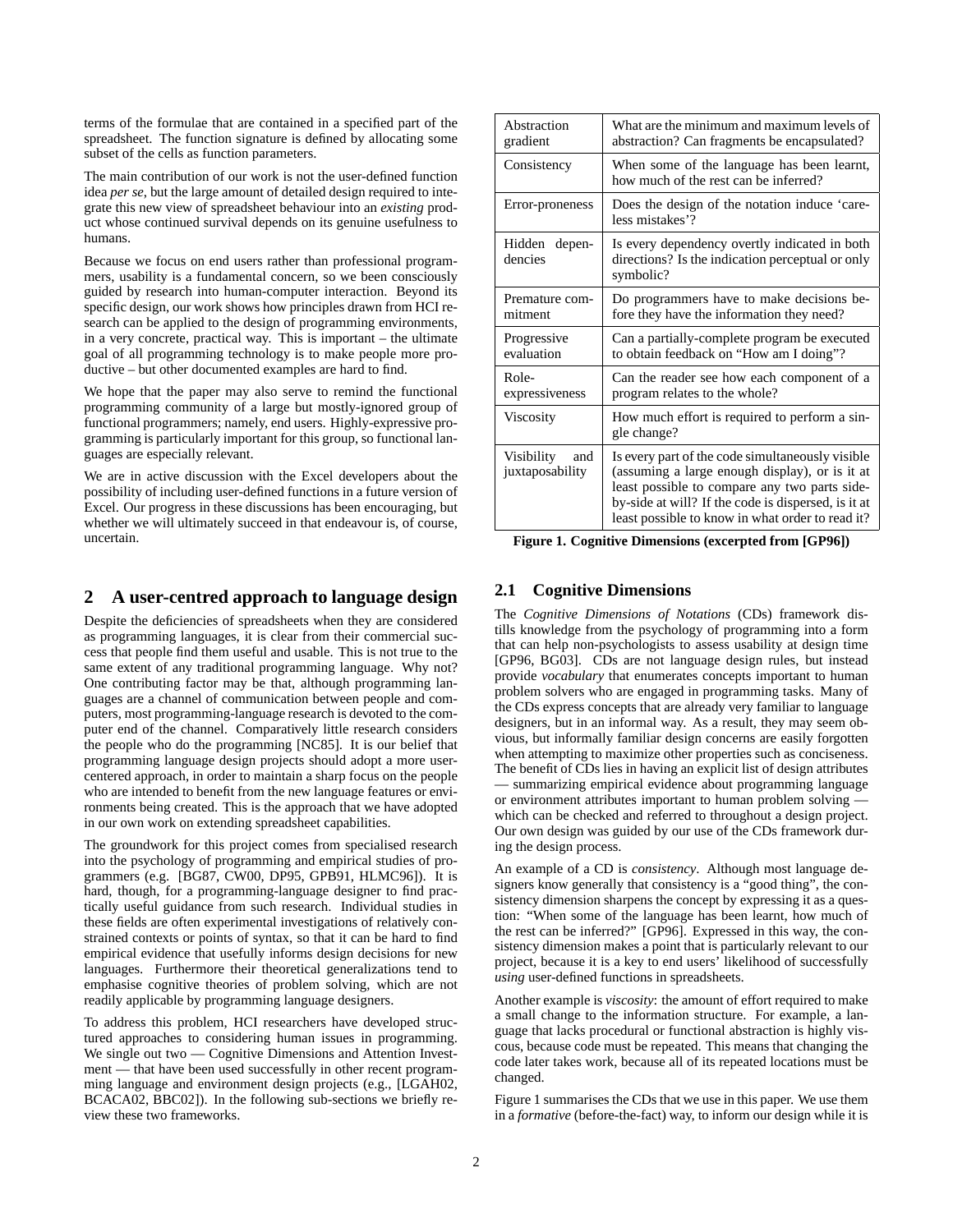terms of the formulae that are contained in a specified part of the spreadsheet. The function signature is defined by allocating some subset of the cells as function parameters.

The main contribution of our work is not the user-defined function idea *per se*, but the large amount of detailed design required to integrate this new view of spreadsheet behaviour into an *existing* product whose continued survival depends on its genuine usefulness to humans.

Because we focus on end users rather than professional programmers, usability is a fundamental concern, so we been consciously guided by research into human-computer interaction. Beyond its specific design, our work shows how principles drawn from HCI research can be applied to the design of programming environments, in a very concrete, practical way. This is important – the ultimate goal of all programming technology is to make people more productive – but other documented examples are hard to find.

We hope that the paper may also serve to remind the functional programming community of a large but mostly-ignored group of functional programmers; namely, end users. Highly-expressive programming is particularly important for this group, so functional languages are especially relevant.

We are in active discussion with the Excel developers about the possibility of including user-defined functions in a future version of Excel. Our progress in these discussions has been encouraging, but whether we will ultimately succeed in that endeavour is, of course, uncertain.

## 2 A user-centred approach to language design

Despite the deficiencies of spreadsheets when they are considered as programming languages, it is clear from their commercial success that people find them useful and usable. This is not true to the same extent of any traditional programming language. Why not? One contributing factor may be that, although programming languages are a channel of communication between people and computers, most programming-language research is devoted to the computer end of the channel. Comparatively little research considers the people who do the programming [NC85]. It is our belief that programming language design projects should adopt a more user-centered approach, in order to maintain a sharp focus on the people who are intended to benefit from the new language features or environments being created. This is the approach that we have adopted in our own work on extending spreadsheet capabilities.

The groundwork for this project comes from specialised research into the psychology of programming and empirical studies of programmers (e.g. [BG87, CW00, DP95, GPB91, HLMC96]). It is hard, though, for a programming-language designer to find practically useful guidance from such research. Individual studies in these fields are often experimental investigations of relatively constrained contexts or points of syntax, so that it can be hard to find empirical evidence that usefully informs design decisions for new languages. Furthermore their theoretical generalizations tend to emphasise cognitive theories of problem solving, which are not readily applicable by programming language designers.

To address this problem, HCI researchers have developed structured approaches to considering human issues in programming. We single out two — Cognitive Dimensions and Attention Investment — that have been used successfully in other recent programming language and environment design projects (e.g., [LGAH02, BCACA02, BBC02]). In the following sub-sections we briefly review these two frameworks.

| Dimension | Question |
|---|---|
| Abstraction gradient | What are the minimum and maximum levels of abstraction? Can fragments be encapsulated? |
| Consistency | When some of the language has been learnt, how much of the rest can be inferred? |
| Error-proneness | Does the design of the notation induce 'careless mistakes'? |
| Hidden dependencies | Is every dependency overtly indicated in both directions? Is the indication perceptual or only symbolic? |
| Premature commitment | Do programmers have to make decisions before they have the information they need? |
| Progressive evaluation | Can a partially-complete program be executed to obtain feedback on "How am I doing"? |
| Role-expressiveness | Can the reader see how each component of a program relates to the whole? |
| Viscosity | How much effort is required to perform a single change? |
| Visibility and juxtaposability | Is every part of the code simultaneously visible (assuming a large enough display), or is it at least possible to compare any two parts side-by-side at will? If the code is dispersed, is it at least possible to know in what order to read it? |

**Figure 1. Cognitive Dimensions (excerpted from [GP96])**

### 2.1 Cognitive Dimensions

The *Cognitive Dimensions of Notations* (CDs) framework distills knowledge from the psychology of programming into a form that can help non-psychologists to assess usability at design time [GP96, BG03]. CDs are not language design rules, but instead provide *vocabulary* that enumerates concepts important to human problem solvers who are engaged in programming tasks. Many of the CDs express concepts that are already very familiar to language designers, but in an informal way. As a result, they may seem obvious, but informally familiar design concerns are easily forgotten when attempting to maximize other properties such as conciseness. The benefit of CDs lies in having an explicit list of design attributes — summarizing empirical evidence about programming language or environment attributes important to human problem solving — which can be checked and referred to throughout a design project. Our own design was guided by our use of the CDs framework during the design process.

An example of a CD is *consistency*. Although most language designers know generally that consistency is a "good thing", the consistency dimension sharpens the concept by expressing it as a question: "When some of the language has been learnt, how much of the rest can be inferred?" [GP96]. Expressed in this way, the consistency dimension makes a point that is particularly relevant to our project, because it is a key to end users' likelihood of successfully *using* user-defined functions in spreadsheets.

Another example is *viscosity*: the amount of effort required to make a small change to the information structure. For example, a language that lacks procedural or functional abstraction is highly viscous, because code must be repeated. This means that changing the code later takes work, because all of its repeated locations must be changed.

Figure 1 summarises the CDs that we use in this paper. We use them in a *formative* (before-the-fact) way, to inform our design while it is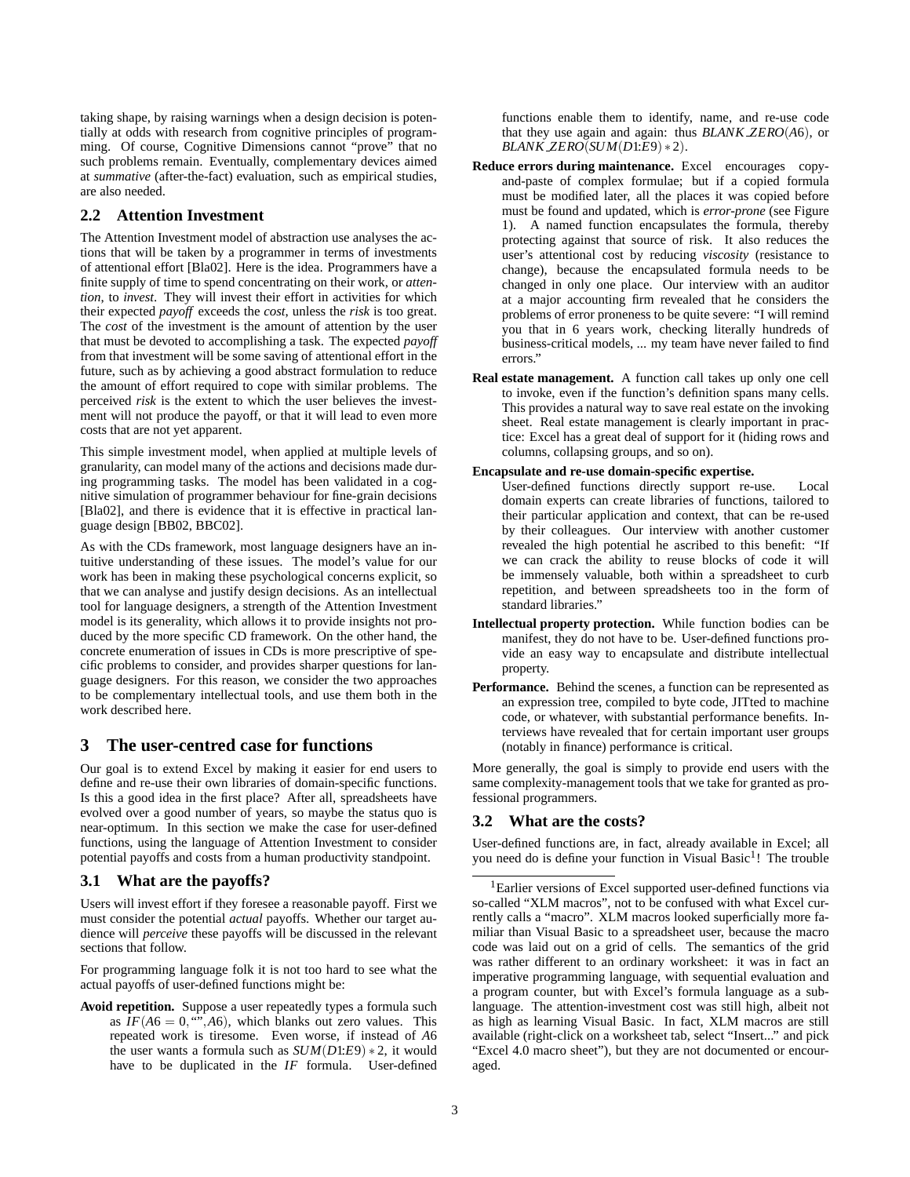taking shape, by raising warnings when a design decision is potentially at odds with research from cognitive principles of programming. Of course, Cognitive Dimensions cannot "prove" that no such problems remain. Eventually, complementary devices aimed at *summative* (after-the-fact) evaluation, such as empirical studies, are also needed.

## 2.2 Attention Investment

The Attention Investment model of abstraction use analyses the actions that will be taken by a programmer in terms of investments of attentional effort [Bla02]. Here is the idea. Programmers have a finite supply of time to spend concentrating on their work, or *attention*, to *invest*. They will invest their effort in activities for which their expected *payoff* exceeds the *cost*, unless the *risk* is too great. The *cost* of the investment is the amount of attention by the user that must be devoted to accomplishing a task. The expected *payoff* from that investment will be some saving of attentional effort in the future, such as by achieving a good abstract formulation to reduce the amount of effort required to cope with similar problems. The perceived *risk* is the extent to which the user believes the investment will not produce the payoff, or that it will lead to even more costs that are not yet apparent.

This simple investment model, when applied at multiple levels of granularity, can model many of the actions and decisions made during programming tasks. The model has been validated in a cognitive simulation of programmer behaviour for fine-grain decisions [Bla02], and there is evidence that it is effective in practical language design [BB02, BBC02].

As with the CDs framework, most language designers have an intuitive understanding of these issues. The model's value for our work has been in making these psychological concerns explicit, so that we can analyse and justify design decisions. As an intellectual tool for language designers, a strength of the Attention Investment model is its generality, which allows it to provide insights not produced by the more specific CD framework. On the other hand, the concrete enumeration of issues in CDs is more prescriptive of specific problems to consider, and provides sharper questions for language designers. For this reason, we consider the two approaches to be complementary intellectual tools, and use them both in the work described here.

# 3 The user-centred case for functions

Our goal is to extend Excel by making it easier for end users to define and re-use their own libraries of domain-specific functions. Is this a good idea in the first place? After all, spreadsheets have evolved over a good number of years, so maybe the status quo is near-optimum. In this section we make the case for user-defined functions, using the language of Attention Investment to consider potential payoffs and costs from a human productivity standpoint.

## 3.1 What are the payoffs?

Users will invest effort if they foresee a reasonable payoff. First we must consider the potential *actual* payoffs. Whether our target audience will *perceive* these payoffs will be discussed in the relevant sections that follow.

For programming language folk it is not too hard to see what the actual payoffs of user-defined functions might be:

**Avoid repetition.** Suppose a user repeatedly types a formula such as $IF(A6 = 0, "", A6)$, which blanks out zero values. This repeated work is tiresome. Even worse, if instead of $A6$ the user wants a formula such as $SUM(D1{:}E9) * 2$, it would have to be duplicated in the *IF* formula. User-defined functions enable them to identify, name, and re-use code that they use again and again: thus $BLANK\_ZERO(A6)$, or $BLANK\_ZERO(SUM(D1{:}E9) * 2)$.

**Reduce errors during maintenance.** Excel encourages copy-and-paste of complex formulae; but if a copied formula must be modified later, all the places it was copied before must be found and updated, which is *error-prone* (see Figure 1). A named function encapsulates the formula, thereby protecting against that source of risk. It also reduces the user's attentional cost by reducing *viscosity* (resistance to change), because the encapsulated formula needs to be changed in only one place. Our interview with an auditor at a major accounting firm revealed that he considers the problems of error proneness to be quite severe: "I will remind you that in 6 years work, checking literally hundreds of business-critical models, ... my team have never failed to find errors."

**Real estate management.** A function call takes up only one cell to invoke, even if the function's definition spans many cells. This provides a natural way to save real estate on the invoking sheet. Real estate management is clearly important in practice: Excel has a great deal of support for it (hiding rows and columns, collapsing groups, and so on).

**Encapsulate and re-use domain-specific expertise.** User-defined functions directly support re-use. Local domain experts can create libraries of functions, tailored to their particular application and context, that can be re-used by their colleagues. Our interview with another customer revealed the high potential he ascribed to this benefit: "If we can crack the ability to reuse blocks of code it will be immensely valuable, both within a spreadsheet to curb repetition, and between spreadsheets too in the form of standard libraries."

**Intellectual property protection.** While function bodies can be manifest, they do not have to be. User-defined functions provide an easy way to encapsulate and distribute intellectual property.

**Performance.** Behind the scenes, a function can be represented as an expression tree, compiled to byte code, JITted to machine code, or whatever, with substantial performance benefits. Interviews have revealed that for certain important user groups (notably in finance) performance is critical.

More generally, the goal is simply to provide end users with the same complexity-management tools that we take for granted as professional programmers.

## 3.2 What are the costs?

User-defined functions are, in fact, already available in Excel; all you need do is define your function in Visual Basic[1]! The trouble

[1] Earlier versions of Excel supported user-defined functions via so-called "XLM macros", not to be confused with what Excel currently calls a "macro". XLM macros looked superficially more familiar than Visual Basic to a spreadsheet user, because the macro code was laid out on a grid of cells. The semantics of the grid was rather different to an ordinary worksheet: it was in fact an imperative programming language, with sequential evaluation and a program counter, but with Excel's formula language as a sub-language. The attention-investment cost was still high, albeit not as high as learning Visual Basic. In fact, XLM macros are still available (right-click on a worksheet tab, select "Insert..." and pick "Excel 4.0 macro sheet"), but they are not documented or encouraged.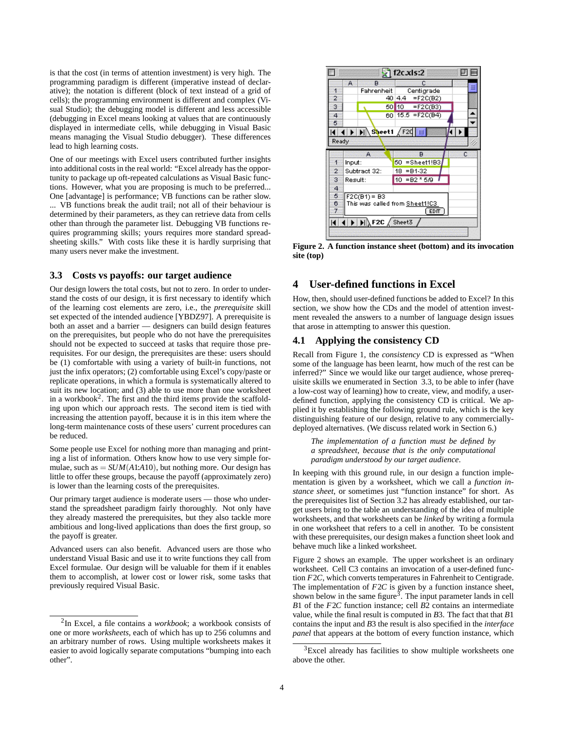is that the cost (in terms of attention investment) is very high. The programming paradigm is different (imperative instead of declarative); the notation is different (block of text instead of a grid of cells); the programming environment is different and complex (Visual Studio); the debugging model is different and less accessible (debugging in Excel means looking at values that are continuously displayed in intermediate cells, while debugging in Visual Basic means managing the Visual Studio debugger). These differences lead to high learning costs.

One of our meetings with Excel users contributed further insights into additional costs in the real world: "Excel already has the opportunity to package up oft-repeated calculations as Visual Basic functions. However, what you are proposing is much to be preferred... One [advantage] is performance; VB functions can be rather slow. ... VB functions break the audit trail; not all of their behaviour is determined by their parameters, as they can retrieve data from cells other than through the parameter list. Debugging VB functions requires programming skills; yours requires more standard spreadsheeting skills." With costs like these it is hardly surprising that many users never make the investment.

## 3.3 Costs vs payoffs: our target audience

Our design lowers the total costs, but not to zero. In order to understand the costs of our design, it is first necessary to identify which of the learning cost elements are zero, i.e., the *prerequisite* skill set expected of the intended audience [YBDZ97]. A prerequisite is both an asset and a barrier — designers can build design features on the prerequisites, but people who do not have the prerequisites should not be expected to succeed at tasks that require those prerequisites. For our design, the prerequisites are these: users should be (1) comfortable with using a variety of built-in functions, not just the infix operators; (2) comfortable using Excel's copy/paste or replicate operations, in which a formula is systematically altered to suit its new location; and (3) able to use more than one worksheet in a workbook[2]. The first and the third items provide the scaffolding upon which our approach rests. The second item is tied with increasing the attention payoff, because it is in this item where the long-term maintenance costs of these users' current procedures can be reduced.

Some people use Excel for nothing more than managing and printing a list of information. Others know how to use very simple formulae, such as $= SUM(A1{:}A10)$, but nothing more. Our design has little to offer these groups, because the payoff (approximately zero) is lower than the learning costs of the prerequisites.

Our primary target audience is moderate users — those who understand the spreadsheet paradigm fairly thoroughly. Not only have they already mastered the prerequisites, but they also tackle more ambitious and long-lived applications than does the first group, so the payoff is greater.

Advanced users can also benefit. Advanced users are those who understand Visual Basic and use it to write functions they call from Excel formulae. Our design will be valuable for them if it enables them to accomplish, at lower cost or lower risk, some tasks that previously required Visual Basic.

[2] In Excel, a file contains a *workbook*; a workbook consists of one or more *worksheets*, each of which has up to 256 columns and an arbitrary number of rows. Using multiple worksheets makes it easier to avoid logically separate computations "bumping into each other".

**Figure 2. A function instance sheet (bottom) and its invocation site (top)**

## 4 User-defined functions in Excel

How, then, should user-defined functions be added to Excel? In this section, we show how the CDs and the model of attention investment revealed the answers to a number of language design issues that arose in attempting to answer this question.

### 4.1 Applying the consistency CD

Recall from Figure 1, the *consistency* CD is expressed as "When some of the language has been learnt, how much of the rest can be inferred?" Since we would like our target audience, whose prerequisite skills we enumerated in Section 3.3, to be able to infer (have a low-cost way of learning) how to create, view, and modify, a user-defined function, applying the consistency CD is critical. We applied it by establishing the following ground rule, which is the key distinguishing feature of our design, relative to any commercially-deployed alternatives. (We discuss related work in Section 6.)

> *The implementation of a function must be defined by a spreadsheet, because that is the only computational paradigm understood by our target audience.*

In keeping with this ground rule, in our design a function implementation is given by a worksheet, which we call a *function instance sheet*, or sometimes just "function instance" for short. As the prerequisites list of Section 3.2 has already established, our target users bring to the table an understanding of the idea of multiple worksheets, and that worksheets can be *linked* by writing a formula in one worksheet that refers to a cell in another. To be consistent with these prerequisites, our design makes a function sheet look and behave much like a linked worksheet.

Figure 2 shows an example. The upper worksheet is an ordinary worksheet. Cell C3 contains an invocation of a user-defined function $F2C$, which converts temperatures in Fahrenheit to Centigrade. The implementation of $F2C$ is given by a function instance sheet, shown below in the same figure[3]. The input parameter lands in cell $B1$ of the $F2C$ function instance; cell $B2$ contains an intermediate value, while the final result is computed in $B3$. The fact that that $B1$ contains the input and $B3$ the result is also specified in the *interface panel* that appears at the bottom of every function instance, which

[3] Excel already has facilities to show multiple worksheets one above the other.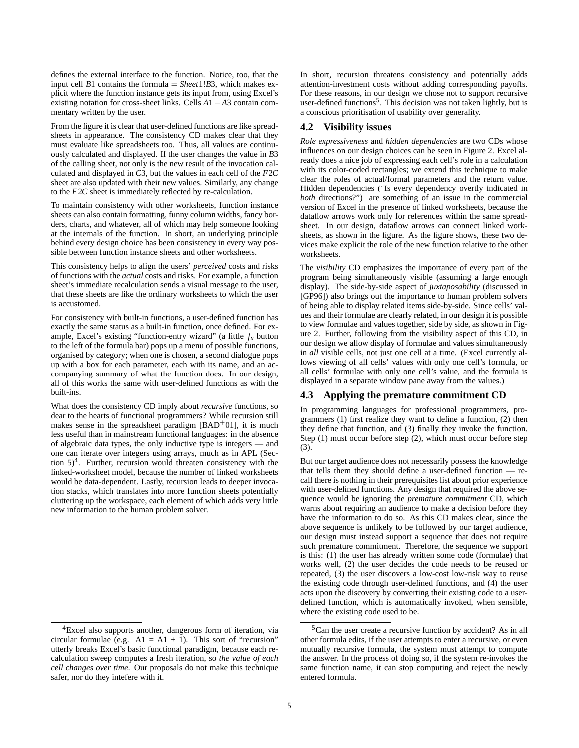defines the external interface to the function. Notice, too, that the input cell $B1$ contains the formula $= Sheet1!B3$, which makes explicit where the function instance gets its input from, using Excel's existing notation for cross-sheet links. Cells $A1 - A3$ contain commentary written by the user.

From the figure it is clear that user-defined functions are like spreadsheets in appearance. The consistency CD makes clear that they must evaluate like spreadsheets too. Thus, all values are continuously calculated and displayed. If the user changes the value in $B3$ of the calling sheet, not only is the new result of the invocation calculated and displayed in $C3$, but the values in each cell of the $F2C$ sheet are also updated with their new values. Similarly, any change to the $F2C$ sheet is immediately reflected by re-calculation.

To maintain consistency with other worksheets, function instance sheets can also contain formatting, funny column widths, fancy borders, charts, and whatever, all of which may help someone looking at the internals of the function. In short, an underlying principle behind every design choice has been consistency in every way possible between function instance sheets and other worksheets.

This consistency helps to align the users' *perceived* costs and risks of functions with the *actual* costs and risks. For example, a function sheet's immediate recalculation sends a visual message to the user, that these sheets are like the ordinary worksheets to which the user is accustomed.

For consistency with built-in functions, a user-defined function has exactly the same status as a built-in function, once defined. For example, Excel's existing "function-entry wizard" (a little $f_x$ button to the left of the formula bar) pops up a menu of possible functions, organised by category; when one is chosen, a second dialogue pops up with a box for each parameter, each with its name, and an accompanying summary of what the function does. In our design, all of this works the same with user-defined functions as with the built-ins.

What does the consistency CD imply about *recursive* functions, so dear to the hearts of functional programmers? While recursion still makes sense in the spreadsheet paradigm [BAD+01], it is much less useful than in mainstream functional languages: in the absence of algebraic data types, the only inductive type is integers — and one can iterate over integers using arrays, much as in APL (Section 5)[4]. Further, recursion would threaten consistency with the linked-worksheet model, because the number of linked worksheets would be data-dependent. Lastly, recursion leads to deeper invocation stacks, which translates into more function sheets potentially cluttering up the workspace, each element of which adds very little new information to the human problem solver.

In short, recursion threatens consistency and potentially adds attention-investment costs without adding corresponding payoffs. For these reasons, in our design we chose not to support recursive user-defined functions[5]. This decision was not taken lightly, but is a conscious prioritisation of usability over generality.

## 4.2 Visibility issues

*Role expressiveness* and *hidden dependencies* are two CDs whose influences on our design choices can be seen in Figure 2. Excel already does a nice job of expressing each cell's role in a calculation with its color-coded rectangles; we extend this technique to make clear the roles of actual/formal parameters and the return value. Hidden dependencies ("Is every dependency overtly indicated in *both* directions?") are something of an issue in the commercial version of Excel in the presence of linked worksheets, because the dataflow arrows work only for references within the same spreadsheet. In our design, dataflow arrows can connect linked worksheets, as shown in the figure. As the figure shows, these two devices make explicit the role of the new function relative to the other worksheets.

The *visibility* CD emphasizes the importance of every part of the program being simultaneously visible (assuming a large enough display). The side-by-side aspect of *juxtaposability* (discussed in [GP96]) also brings out the importance to human problem solvers of being able to display related items side-by-side. Since cells' values and their formulae are clearly related, in our design it is possible to view formulae and values together, side by side, as shown in Figure 2. Further, following from the visibility aspect of this CD, in our design we allow display of formulae and values simultaneously in *all* visible cells, not just one cell at a time. (Excel currently allows viewing of all cells' values with only one cell's formula, or all cells' formulae with only one cell's value, and the formula is displayed in a separate window pane away from the values.)

## 4.3 Applying the premature commitment CD

In programming languages for professional programmers, programmers (1) first realize they want to define a function, (2) then they define that function, and (3) finally they invoke the function. Step (1) must occur before step (2), which must occur before step (3).

But our target audience does not necessarily possess the knowledge that tells them they should define a user-defined function — recall there is nothing in their prerequisites list about prior experience with user-defined functions. Any design that required the above sequence would be ignoring the *premature commitment* CD, which warns about requiring an audience to make a decision before they have the information to do so. As this CD makes clear, since the above sequence is unlikely to be followed by our target audience, our design must instead support a sequence that does not require such premature commitment. Therefore, the sequence we support is this: (1) the user has already written some code (formulae) that works well, (2) the user decides the code needs to be reused or repeated, (3) the user discovers a low-cost low-risk way to reuse the existing code through user-defined functions, and (4) the user acts upon the discovery by converting their existing code to a user-defined function, which is automatically invoked, when sensible, where the existing code used to be.

---

[4] Excel also supports another, dangerous form of iteration, via circular formulae (e.g. A1 = A1 + 1). This sort of "recursion" utterly breaks Excel's basic functional paradigm, because each recalculation sweep computes a fresh iteration, so *the value of each cell changes over time*. Our proposals do not make this technique safer, nor do they intefere with it.

[5] Can the user create a recursive function by accident? As in all other formula edits, if the user attempts to enter a recursive, or even mutually recursive formula, the system must attempt to compute the answer. In the process of doing so, if the system re-invokes the same function name, it can stop computing and reject the newly entered formula.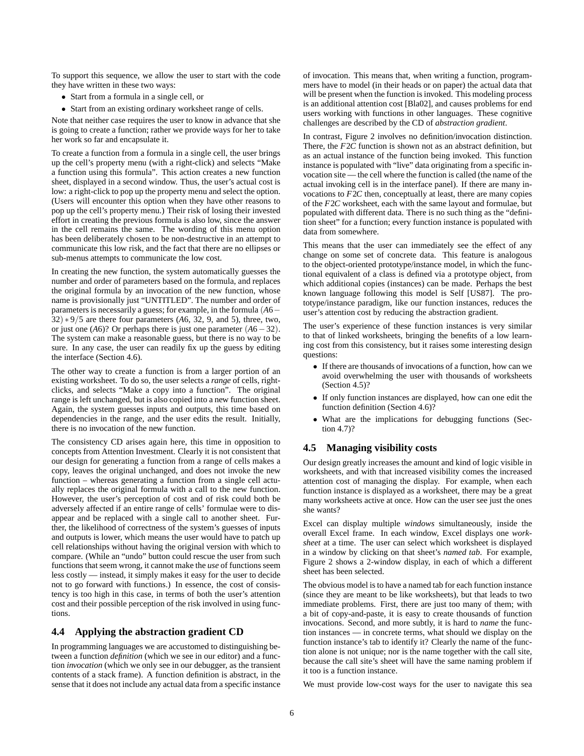To support this sequence, we allow the user to start with the code they have written in these two ways:

- Start from a formula in a single cell, or
- Start from an existing ordinary worksheet range of cells.

Note that neither case requires the user to know in advance that she is going to create a function; rather we provide ways for her to take her work so far and encapsulate it.

To create a function from a formula in a single cell, the user brings up the cell's property menu (with a right-click) and selects "Make a function using this formula". This action creates a new function sheet, displayed in a second window. Thus, the user's actual cost is low: a right-click to pop up the property menu and select the option. (Users will encounter this option when they have other reasons to pop up the cell's property menu.) Their risk of losing their invested effort in creating the previous formula is also low, since the answer in the cell remains the same. The wording of this menu option has been deliberately chosen to be non-destructive in an attempt to communicate this low risk, and the fact that there are no ellipses or sub-menus attempts to communicate the low cost.

In creating the new function, the system automatically guesses the number and order of parameters based on the formula, and replaces the original formula by an invocation of the new function, whose name is provisionally just "UNTITLED". The number and order of parameters is necessarily a guess; for example, in the formula $(A6-32)*9/5$ are there four parameters ($A6$, 32, 9, and 5), three, two, or just one ($A6$)? Or perhaps there is just one parameter $(A6-32)$. The system can make a reasonable guess, but there is no way to be sure. In any case, the user can readily fix up the guess by editing the interface (Section 4.6).

The other way to create a function is from a larger portion of an existing worksheet. To do so, the user selects a *range* of cells, right-clicks, and selects "Make a copy into a function". The original range is left unchanged, but is also copied into a new function sheet. Again, the system guesses inputs and outputs, this time based on dependencies in the range, and the user edits the result. Initially, there is no invocation of the new function.

The consistency CD arises again here, this time in opposition to concepts from Attention Investment. Clearly it is not consistent that our design for generating a function from a range of cells makes a copy, leaves the original unchanged, and does not invoke the new function – whereas generating a function from a single cell actually replaces the original formula with a call to the new function. However, the user's perception of cost and of risk could both be adversely affected if an entire range of cells' formulae were to disappear and be replaced with a single call to another sheet. Further, the likelihood of correctness of the system's guesses of inputs and outputs is lower, which means the user would have to patch up cell relationships without having the original version with which to compare. (While an "undo" button could rescue the user from such functions that seem wrong, it cannot make the *use* of functions seem less costly — instead, it simply makes it easy for the user to decide not to go forward with functions.) In essence, the cost of consistency is too high in this case, in terms of both the user's attention cost and their possible perception of the risk involved in using functions.

## 4.4 Applying the abstraction gradient CD

In programming languages we are accustomed to distinguishing between a function *definition* (which we see in our editor) and a function *invocation* (which we only see in our debugger, as the transient contents of a stack frame). A function definition is abstract, in the sense that it does not include any actual data from a specific instance of invocation. This means that, when writing a function, programmers have to model (in their heads or on paper) the actual data that will be present when the function is invoked. This modeling process is an additional attention cost [Bla02], and causes problems for end users working with functions in other languages. These cognitive challenges are described by the CD of *abstraction gradient*.

In contrast, Figure 2 involves no definition/invocation distinction. There, the $F2C$ function is shown not as an abstract definition, but as an actual instance of the function being invoked. This function instance is populated with "live" data originating from a specific invocation site — the cell where the function is called (the name of the actual invoking cell is in the interface panel). If there are many invocations to $F2C$ then, conceptually at least, there are many copies of the $F2C$ worksheet, each with the same layout and formulae, but populated with different data. There is no such thing as the "definition sheet" for a function; every function instance is populated with data from somewhere.

This means that the user can immediately see the effect of any change on some set of concrete data. This feature is analogous to the object-oriented prototype/instance model, in which the functional equivalent of a class is defined via a prototype object, from which additional copies (instances) can be made. Perhaps the best known language following this model is Self [US87]. The prototype/instance paradigm, like our function instances, reduces the user's attention cost by reducing the abstraction gradient.

The user's experience of these function instances is very similar to that of linked worksheets, bringing the benefits of a low learning cost from this consistency, but it raises some interesting design questions:

- If there are thousands of invocations of a function, how can we avoid overwhelming the user with thousands of worksheets (Section 4.5)?
- If only function instances are displayed, how can one edit the function definition (Section 4.6)?
- What are the implications for debugging functions (Section 4.7)?

## 4.5 Managing visibility costs

Our design greatly increases the amount and kind of logic visible in worksheets, and with that increased visibility comes the increased attention cost of managing the display. For example, when each function instance is displayed as a worksheet, there may be a great many worksheets active at once. How can the user see just the ones she wants?

Excel can display multiple *windows* simultaneously, inside the overall Excel frame. In each window, Excel displays one *worksheet* at a time. The user can select which worksheet is displayed in a window by clicking on that sheet's *named tab*. For example, Figure 2 shows a 2-window display, in each of which a different sheet has been selected.

The obvious model is to have a named tab for each function instance (since they are meant to be like worksheets), but that leads to two immediate problems. First, there are just too many of them; with a bit of copy-and-paste, it is easy to create thousands of function invocations. Second, and more subtly, it is hard to *name* the function instances — in concrete terms, what should we display on the function instance's tab to identify it? Clearly the name of the function alone is not unique; nor is the name together with the call site, because the call site's sheet will have the same naming problem if it too is a function instance.

We must provide low-cost ways for the user to navigate this sea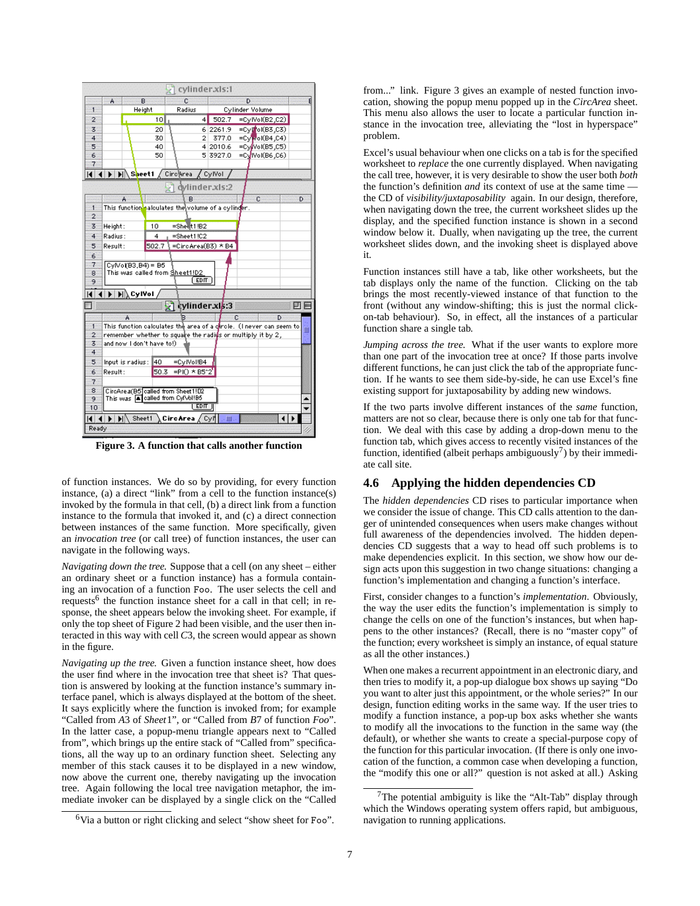Figure 3. A function that calls another function

of function instances. We do so by providing, for every function instance, (a) a direct "link" from a cell to the function instance(s) invoked by the formula in that cell, (b) a direct link from a function instance to the formula that invoked it, and (c) a direct connection between instances of the same function. More specifically, given an *invocation tree* (or call tree) of function instances, the user can navigate in the following ways.

*Navigating down the tree.* Suppose that a cell (on any sheet – either an ordinary sheet or a function instance) has a formula containing an invocation of a function Foo. The user selects the cell and requests[6] the function instance sheet for a call in that cell; in response, the sheet appears below the invoking sheet. For example, if only the top sheet of Figure 2 had been visible, and the user then interacted in this way with cell *C3*, the screen would appear as shown in the figure.

*Navigating up the tree.* Given a function instance sheet, how does the user find where in the invocation tree that sheet is? That question is answered by looking at the function instance's summary interface panel, which is always displayed at the bottom of the sheet. It says explicitly where the function is invoked from; for example "Called from *A3* of *Sheet1*", or "Called from *B7* of function *Foo*". In the latter case, a popup-menu triangle appears next to "Called from", which brings up the entire stack of "Called from" specifications, all the way up to an ordinary function sheet. Selecting any member of this stack causes it to be displayed in a new window, now above the current one, thereby navigating up the invocation tree. Again following the local tree navigation metaphor, the immediate invoker can be displayed by a single click on the "Called from..." link. Figure 3 gives an example of nested function invocation, showing the popup menu popped up in the *CircArea* sheet. This menu also allows the user to locate a particular function instance in the invocation tree, alleviating the "lost in hyperspace" problem.

[6] Via a button or right clicking and select "show sheet for Foo".

Excel's usual behaviour when one clicks on a tab is for the specified worksheet to *replace* the one currently displayed. When navigating the call tree, however, it is very desirable to show the user both *both* the function's definition *and* its context of use at the same time — the CD of *visibility/juxtaposability* again. In our design, therefore, when navigating down the tree, the current worksheet slides up the display, and the specified function instance is shown in a second window below it. Dually, when navigating up the tree, the current worksheet slides down, and the invoking sheet is displayed above it.

Function instances still have a tab, like other worksheets, but the tab displays only the name of the function. Clicking on the tab brings the most recently-viewed instance of that function to the front (without any window-shifting; this is just the normal click-on-tab behaviour). So, in effect, all the instances of a particular function share a single tab.

*Jumping across the tree.* What if the user wants to explore more than one part of the invocation tree at once? If those parts involve different functions, he can just click the tab of the appropriate function. If he wants to see them side-by-side, he can use Excel's fine existing support for juxtaposability by adding new windows.

If the two parts involve different instances of the *same* function, matters are not so clear, because there is only one tab for that function. We deal with this case by adding a drop-down menu to the function tab, which gives access to recently visited instances of the function, identified (albeit perhaps ambiguously[7]) by their immediate call site.

## 4.6 Applying the hidden dependencies CD

The *hidden dependencies* CD rises to particular importance when we consider the issue of change. This CD calls attention to the danger of unintended consequences when users make changes without full awareness of the dependencies involved. The hidden dependencies CD suggests that a way to head off such problems is to make dependencies explicit. In this section, we show how our design acts upon this suggestion in two change situations: changing a function's implementation and changing a function's interface.

First, consider changes to a function's *implementation*. Obviously, the way the user edits the function's implementation is simply to change the cells on one of the function's instances, but when happens to the other instances? (Recall, there is no "master copy" of the function; every worksheet is simply an instance, of equal stature as all the other instances.)

When one makes a recurrent appointment in an electronic diary, and then tries to modify it, a pop-up dialogue box shows up saying "Do you want to alter just this appointment, or the whole series?" In our design, function editing works in the same way. If the user tries to modify a function instance, a pop-up box asks whether she wants to modify all the invocations to the function in the same way (the default), or whether she wants to create a special-purpose copy of the function for this particular invocation. (If there is only one invocation of the function, a common case when developing a function, the "modify this one or all?" question is not asked at all.) Asking

[7] The potential ambiguity is like the "Alt-Tab" display through which the Windows operating system offers rapid, but ambiguous, navigation to running applications.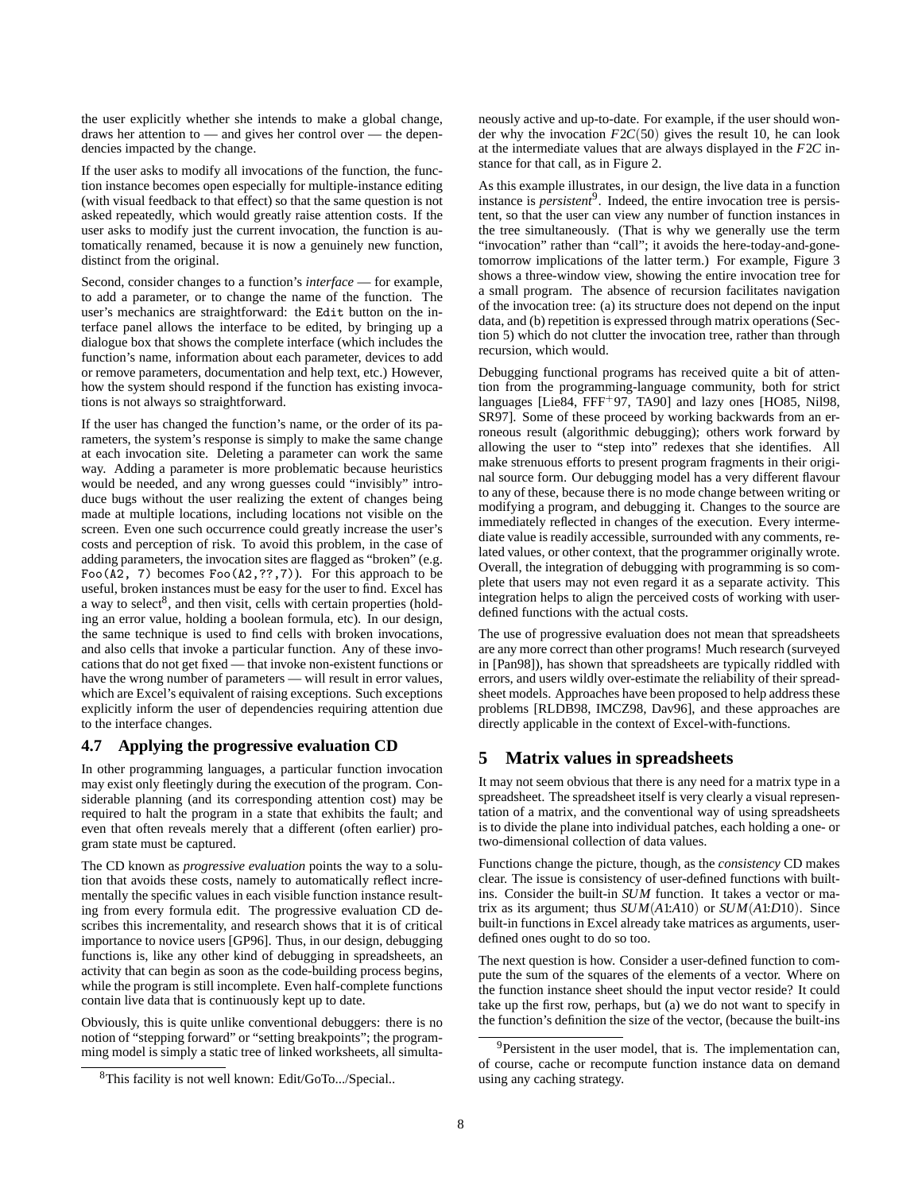the user explicitly whether she intends to make a global change, draws her attention to — and gives her control over — the dependencies impacted by the change.

If the user asks to modify all invocations of the function, the function instance becomes open especially for multiple-instance editing (with visual feedback to that effect) so that the same question is not asked repeatedly, which would greatly raise attention costs. If the user asks to modify just the current invocation, the function is automatically renamed, because it is now a genuinely new function, distinct from the original.

Second, consider changes to a function's *interface* — for example, to add a parameter, or to change the name of the function. The user's mechanics are straightforward: the `Edit` button on the interface panel allows the interface to be edited, by bringing up a dialogue box that shows the complete interface (which includes the function's name, information about each parameter, devices to add or remove parameters, documentation and help text, etc.) However, how the system should respond if the function has existing invocations is not always so straightforward.

If the user has changed the function's name, or the order of its parameters, the system's response is simply to make the same change at each invocation site. Deleting a parameter can work the same way. Adding a parameter is more problematic because heuristics would be needed, and any wrong guesses could "invisibly" introduce bugs without the user realizing the extent of changes being made at multiple locations, including locations not visible on the screen. Even one such occurrence could greatly increase the user's costs and perception of risk. To avoid this problem, in the case of adding parameters, the invocation sites are flagged as "broken" (e.g. `Foo(A2, 7)` becomes `Foo(A2,??,7)`). For this approach to be useful, broken instances must be easy for the user to find. Excel has a way to select[8], and then visit, cells with certain properties (holding an error value, holding a boolean formula, etc). In our design, the same technique is used to find cells with broken invocations, and also cells that invoke a particular function. Any of these invocations that do not get fixed — that invoke non-existent functions or have the wrong number of parameters — will result in error values, which are Excel's equivalent of raising exceptions. Such exceptions explicitly inform the user of dependencies requiring attention due to the interface changes.

### 4.7 Applying the progressive evaluation CD

In other programming languages, a particular function invocation may exist only fleetingly during the execution of the program. Considerable planning (and its corresponding attention cost) may be required to halt the program in a state that exhibits the fault; and even that often reveals merely that a different (often earlier) program state must be captured.

The CD known as *progressive evaluation* points the way to a solution that avoids these costs, namely to automatically reflect incrementally the specific values in each visible function instance resulting from every formula edit. The progressive evaluation CD describes this incrementality, and research shows that it is of critical importance to novice users [GP96]. Thus, in our design, debugging functions is, like any other kind of debugging in spreadsheets, an activity that can begin as soon as the code-building process begins, while the program is still incomplete. Even half-complete functions contain live data that is continuously kept up to date.

Obviously, this is quite unlike conventional debuggers: there is no notion of "stepping forward" or "setting breakpoints"; the programming model is simply a static tree of linked worksheets, all simultaneously active and up-to-date. For example, if the user should wonder why the invocation $F2C(50)$ gives the result 10, he can look at the intermediate values that are always displayed in the $F2C$ instance for that call, as in Figure 2.

As this example illustrates, in our design, the live data in a function instance is *persistent*[9]. Indeed, the entire invocation tree is persistent, so that the user can view any number of function instances in the tree simultaneously. (That is why we generally use the term "invocation" rather than "call"; it avoids the here-today-and-gone-tomorrow implications of the latter term.) For example, Figure 3 shows a three-window view, showing the entire invocation tree for a small program. The absence of recursion facilitates navigation of the invocation tree: (a) its structure does not depend on the input data, and (b) repetition is expressed through matrix operations (Section 5) which do not clutter the invocation tree, rather than through recursion, which would.

Debugging functional programs has received quite a bit of attention from the programming-language community, both for strict languages [Lie84, FFF$^+$97, TA90] and lazy ones [HO85, Nil98, SR97]. Some of these proceed by working backwards from an erroneous result (algorithmic debugging); others work forward by allowing the user to "step into" redexes that she identifies. All make strenuous efforts to present program fragments in their original source form. Our debugging model has a very different flavour to any of these, because there is no mode change between writing or modifying a program, and debugging it. Changes to the source are immediately reflected in changes of the execution. Every intermediate value is readily accessible, surrounded with any comments, related values, or other context, that the programmer originally wrote. Overall, the integration of debugging with programming is so complete that users may not even regard it as a separate activity. This integration helps to align the perceived costs of working with user-defined functions with the actual costs.

The use of progressive evaluation does not mean that spreadsheets are any more correct than other programs! Much research (surveyed in [Pan98]), has shown that spreadsheets are typically riddled with errors, and users wildly over-estimate the reliability of their spreadsheet models. Approaches have been proposed to help address these problems [RLDB98, IMCZ98, Dav96], and these approaches are directly applicable in the context of Excel-with-functions.

## 5 Matrix values in spreadsheets

It may not seem obvious that there is any need for a matrix type in a spreadsheet. The spreadsheet itself is very clearly a visual representation of a matrix, and the conventional way of using spreadsheets is to divide the plane into individual patches, each holding a one- or two-dimensional collection of data values.

Functions change the picture, though, as the *consistency* CD makes clear. The issue is consistency of user-defined functions with built-ins. Consider the built-in *SUM* function. It takes a vector or matrix as its argument; thus $SUM(A1{:}A10)$ or $SUM(A1{:}D10)$. Since built-in functions in Excel already take matrices as arguments, user-defined ones ought to do so too.

The next question is how. Consider a user-defined function to compute the sum of the squares of the elements of a vector. Where on the function instance sheet should the input vector reside? It could take up the first row, perhaps, but (a) we do not want to specify in the function's definition the size of the vector, (because the built-ins

---

[8] This facility is not well known: Edit/GoTo.../Special..

[9] Persistent in the user model, that is. The implementation can, of course, cache or recompute function instance data on demand using any caching strategy.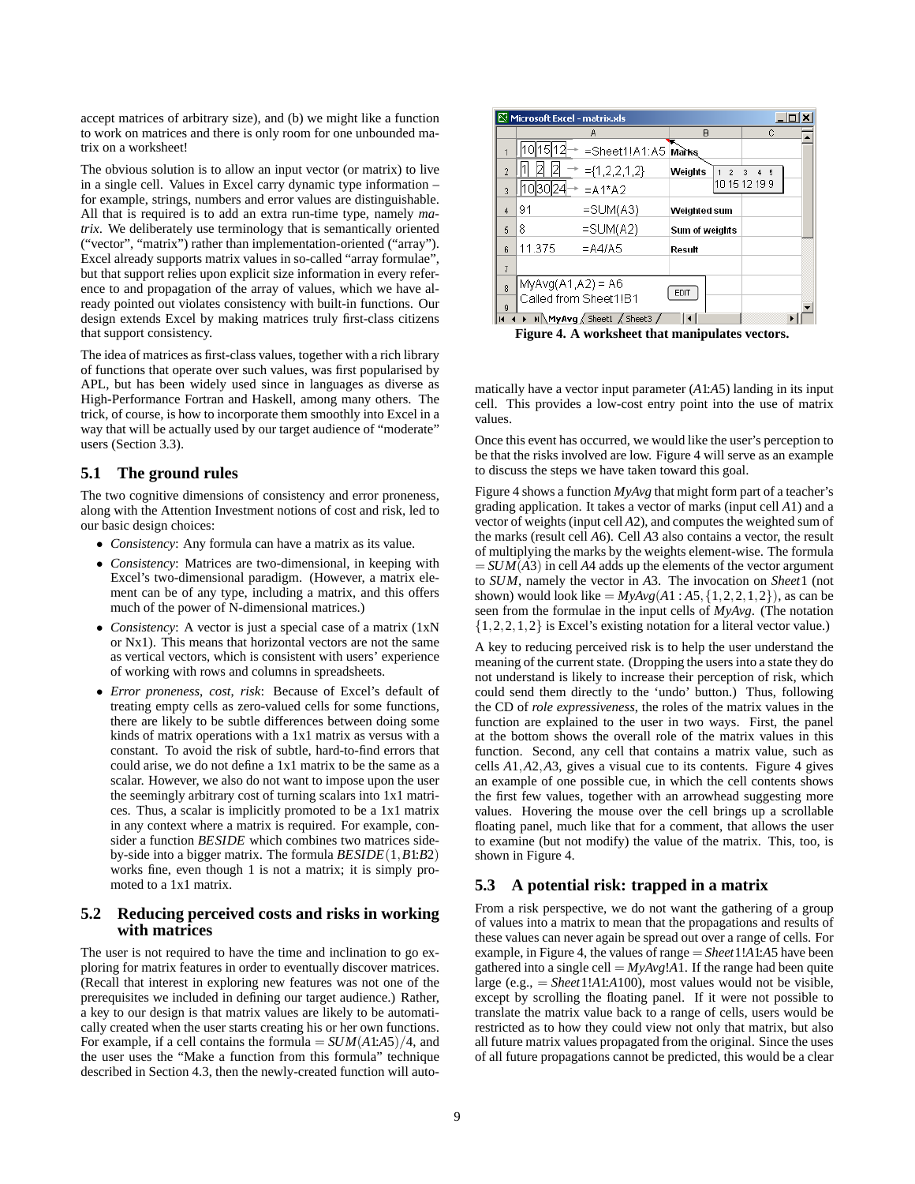accept matrices of arbitrary size), and (b) we might like a function to work on matrices and there is only room for one unbounded matrix on a worksheet!

The obvious solution is to allow an input vector (or matrix) to live in a single cell. Values in Excel carry dynamic type information – for example, strings, numbers and error values are distinguishable. All that is required is to add an extra run-time type, namely *matrix*. We deliberately use terminology that is semantically oriented ("vector", "matrix") rather than implementation-oriented ("array"). Excel already supports matrix values in so-called "array formulae", but that support relies upon explicit size information in every reference to and propagation of the array of values, which we have already pointed out violates consistency with built-in functions. Our design extends Excel by making matrices truly first-class citizens that support consistency.

The idea of matrices as first-class values, together with a rich library of functions that operate over such values, was first popularised by APL, but has been widely used since in languages as diverse as High-Performance Fortran and Haskell, among many others. The trick, of course, is how to incorporate them smoothly into Excel in a way that will be actually used by our target audience of "moderate" users (Section 3.3).

## 5.1 The ground rules

The two cognitive dimensions of consistency and error proneness, along with the Attention Investment notions of cost and risk, led to our basic design choices:

- *Consistency*: Any formula can have a matrix as its value.
- *Consistency*: Matrices are two-dimensional, in keeping with Excel's two-dimensional paradigm. (However, a matrix element can be of any type, including a matrix, and this offers much of the power of N-dimensional matrices.)
- *Consistency*: A vector is just a special case of a matrix (1xN or Nx1). This means that horizontal vectors are not the same as vertical vectors, which is consistent with users' experience of working with rows and columns in spreadsheets.
- *Error proneness*, *cost*, *risk*: Because of Excel's default of treating empty cells as zero-valued cells for some functions, there are likely to be subtle differences between doing some kinds of matrix operations with a 1x1 matrix as versus with a constant. To avoid the risk of subtle, hard-to-find errors that could arise, we do not define a 1x1 matrix to be the same as a scalar. However, we also do not want to impose upon the user the seemingly arbitrary cost of turning scalars into 1x1 matrices. Thus, a scalar is implicitly promoted to be a 1x1 matrix in any context where a matrix is required. For example, consider a function *BESIDE* which combines two matrices side-by-side into a bigger matrix. The formula $BESIDE(1, B1{:}B2)$ works fine, even though 1 is not a matrix; it is simply promoted to a 1x1 matrix.

## 5.2 Reducing perceived costs and risks in working with matrices

The user is not required to have the time and inclination to go exploring for matrix features in order to eventually discover matrices. (Recall that interest in exploring new features was not one of the prerequisites we included in defining our target audience.) Rather, a key to our design is that matrix values are likely to be automatically created when the user starts creating his or her own functions. For example, if a cell contains the formula $= SUM(A1{:}A5)/4$, and the user uses the "Make a function from this formula" technique described in Section 4.3, then the newly-created function will automatically have a vector input parameter ($A1{:}A5$) landing in its input cell. This provides a low-cost entry point into the use of matrix values.

Once this event has occurred, we would like the user's perception to be that the risks involved are low. Figure 4 will serve as an example to discuss the steps we have taken toward this goal.

Figure 4. A worksheet that manipulates vectors.

Figure 4 shows a function *MyAvg* that might form part of a teacher's grading application. It takes a vector of marks (input cell *A*1) and a vector of weights (input cell *A*2), and computes the weighted sum of the marks (result cell *A*6). Cell *A*3 also contains a vector, the result of multiplying the marks by the weights element-wise. The formula $= SUM(A3)$ in cell *A*4 adds up the elements of the vector argument to *SUM*, namely the vector in *A*3. The invocation on *Sheet*1 (not shown) would look like $= MyAvg(A1 : A5, \{1, 2, 2, 1, 2\})$, as can be seen from the formulae in the input cells of *MyAvg*. (The notation $\{1, 2, 2, 1, 2\}$ is Excel's existing notation for a literal vector value.)

A key to reducing perceived risk is to help the user understand the meaning of the current state. (Dropping the users into a state they do not understand is likely to increase their perception of risk, which could send them directly to the 'undo' button.) Thus, following the CD of *role expressiveness*, the roles of the matrix values in the function are explained to the user in two ways. First, the panel at the bottom shows the overall role of the matrix values in this function. Second, any cell that contains a matrix value, such as cells $A1, A2, A3$, gives a visual cue to its contents. Figure 4 gives an example of one possible cue, in which the cell contents shows the first few values, together with an arrowhead suggesting more values. Hovering the mouse over the cell brings up a scrollable floating panel, much like that for a comment, that allows the user to examine (but not modify) the value of the matrix. This, too, is shown in Figure 4.

## 5.3 A potential risk: trapped in a matrix

From a risk perspective, we do not want the gathering of a group of values into a matrix to mean that the propagations and results of these values can never again be spread out over a range of cells. For example, in Figure 4, the values of range $= Sheet1!A1{:}A5$ have been gathered into a single cell $= MyAvg!A1$. If the range had been quite large (e.g., $= Sheet1!A1{:}A100$), most values would not be visible, except by scrolling the floating panel. If it were not possible to translate the matrix value back to a range of cells, users would be restricted as to how they could view not only that matrix, but also all future matrix values propagated from the original. Since the uses of all future propagations cannot be predicted, this would be a clear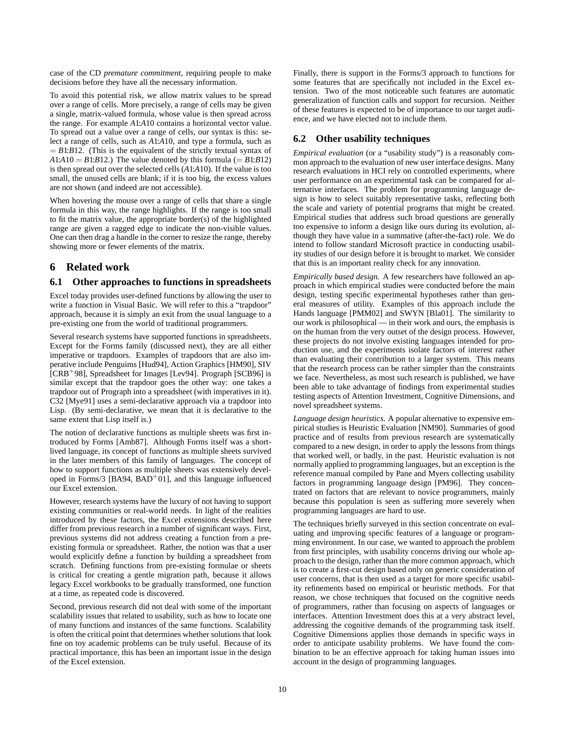case of the CD *premature commitment*, requiring people to make decisions before they have all the necessary information.

To avoid this potential risk, we allow matrix values to be spread over a range of cells. More precisely, a range of cells may be given a single, matrix-valued formula, whose value is then spread across the range. For example $A1{:}A10$ contains a horizontal vector value. To spread out a value over a range of cells, our syntax is this: select a range of cells, such as $A1{:}A10$, and type a formula, such as $= B1{:}B12$. (This is the equivalent of the strictly textual syntax of $A1{:}A10 = B1{:}B12$.) The value denoted by this formula ($= B1{:}B12$) is then spread out over the selected cells ($A1{:}A10$). If the value is too small, the unused cells are blank; if it is too big, the excess values are not shown (and indeed are not accessible).

When hovering the mouse over a range of cells that share a single formula in this way, the range highlights. If the range is too small to fit the matrix value, the appropriate border(s) of the highlighted range are given a ragged edge to indicate the non-visible values. One can then drag a handle in the corner to resize the range, thereby showing more or fewer elements of the matrix.

# 6 Related work

## 6.1 Other approaches to functions in spreadsheets

Excel today provides user-defined functions by allowing the user to write a function in Visual Basic. We will refer to this a "trapdoor" approach, because it is simply an exit from the usual language to a pre-existing one from the world of traditional programmers.

Several research systems have supported functions in spreadsheets. Except for the Forms family (discussed next), they are all either imperative or trapdoors. Examples of trapdoors that are also imperative include Penguims [Hud94], Action Graphics [HM90], SIV [CRB+98], Spreadsheet for Images [Lev94]. Prograph [SCB96] is similar except that the trapdoor goes the other way: one takes a trapdoor out of Prograph into a spreadsheet (with imperatives in it). C32 [Mye91] uses a semi-declarative approach via a trapdoor into Lisp. (By semi-declarative, we mean that it is declarative to the same extent that Lisp itself is.)

The notion of declarative functions as multiple sheets was first introduced by Forms [Amb87]. Although Forms itself was a short-lived language, its concept of functions as multiple sheets survived in the later members of this family of languages. The concept of how to support functions as multiple sheets was extensively developed in Forms/3 [BA94, BAD+01], and this language influenced our Excel extension.

However, research systems have the luxury of not having to support existing communities or real-world needs. In light of the realities introduced by these factors, the Excel extensions described here differ from previous research in a number of significant ways. First, previous systems did not address creating a function from a pre-existing formula or spreadsheet. Rather, the notion was that a user would explicitly define a function by building a spreadsheet from scratch. Defining functions from pre-existing formulae or sheets is critical for creating a gentle migration path, because it allows legacy Excel workbooks to be gradually transformed, one function at a time, as repeated code is discovered.

Second, previous research did not deal with some of the important scalability issues that related to usability, such as how to locate one of many functions and instances of the same functions. Scalability is often the critical point that determines whether solutions that look fine on toy academic problems can be truly useful. Because of its practical importance, this has been an important issue in the design of the Excel extension.

Finally, there is support in the Forms/3 approach to functions for some features that are specifically not included in the Excel extension. Two of the most noticeable such features are automatic generalization of function calls and support for recursion. Neither of these features is expected to be of importance to our target audience, and we have elected not to include them.

## 6.2 Other usability techniques

*Empirical evaluation* (or a "usability study") is a reasonably common approach to the evaluation of new user interface designs. Many research evaluations in HCI rely on controlled experiments, where user performance on an experimental task can be compared for alternative interfaces. The problem for programming language design is how to select suitably representative tasks, reflecting both the scale and variety of potential programs that might be created. Empirical studies that address such broad questions are generally too expensive to inform a design like ours during its evolution, although they have value in a summative (after-the-fact) role. We do intend to follow standard Microsoft practice in conducting usability studies of our design before it is brought to market. We consider that this is an important reality check for any innovation.

*Empirically based design.* A few researchers have followed an approach in which empirical studies were conducted before the main design, testing specific experimental hypotheses rather than general measures of utility. Examples of this approach include the Hands language [PMM02] and SWYN [Bla01]. The similarity to our work is philosophical — in their work and ours, the emphasis is on the human from the very outset of the design process. However, these projects do not involve existing languages intended for production use, and the experiments isolate factors of interest rather than evaluating their contribution to a larger system. This means that the research process can be rather simpler than the constraints we face. Nevertheless, as most such research is published, we have been able to take advantage of findings from experimental studies testing aspects of Attention Investment, Cognitive Dimensions, and novel spreadsheet systems.

*Language design heuristics.* A popular alternative to expensive empirical studies is Heuristic Evaluation [NM90]. Summaries of good practice and of results from previous research are systematically compared to a new design, in order to apply the lessons from things that worked well, or badly, in the past. Heuristic evaluation is not normally applied to programming languages, but an exception is the reference manual compiled by Pane and Myers collecting usability factors in programming language design [PM96]. They concentrated on factors that are relevant to novice programmers, mainly because this population is seen as suffering more severely when programming languages are hard to use.

The techniques briefly surveyed in this section concentrate on evaluating and improving specific features of a language or programming environment. In our case, we wanted to approach the problem from first principles, with usability concerns driving our whole approach to the design, rather than the more common approach, which is to create a first-cut design based only on generic consideration of user concerns, that is then used as a target for more specific usability refinements based on empirical or heuristic methods. For that reason, we chose techniques that focused on the cognitive needs of programmers, rather than focusing on aspects of languages or interfaces. Attention Investment does this at a very abstract level, addressing the cognitive demands of the programming task itself. Cognitive Dimensions applies those demands in specific ways in order to anticipate usability problems. We have found the combination to be an effective approach for taking human issues into account in the design of programming languages.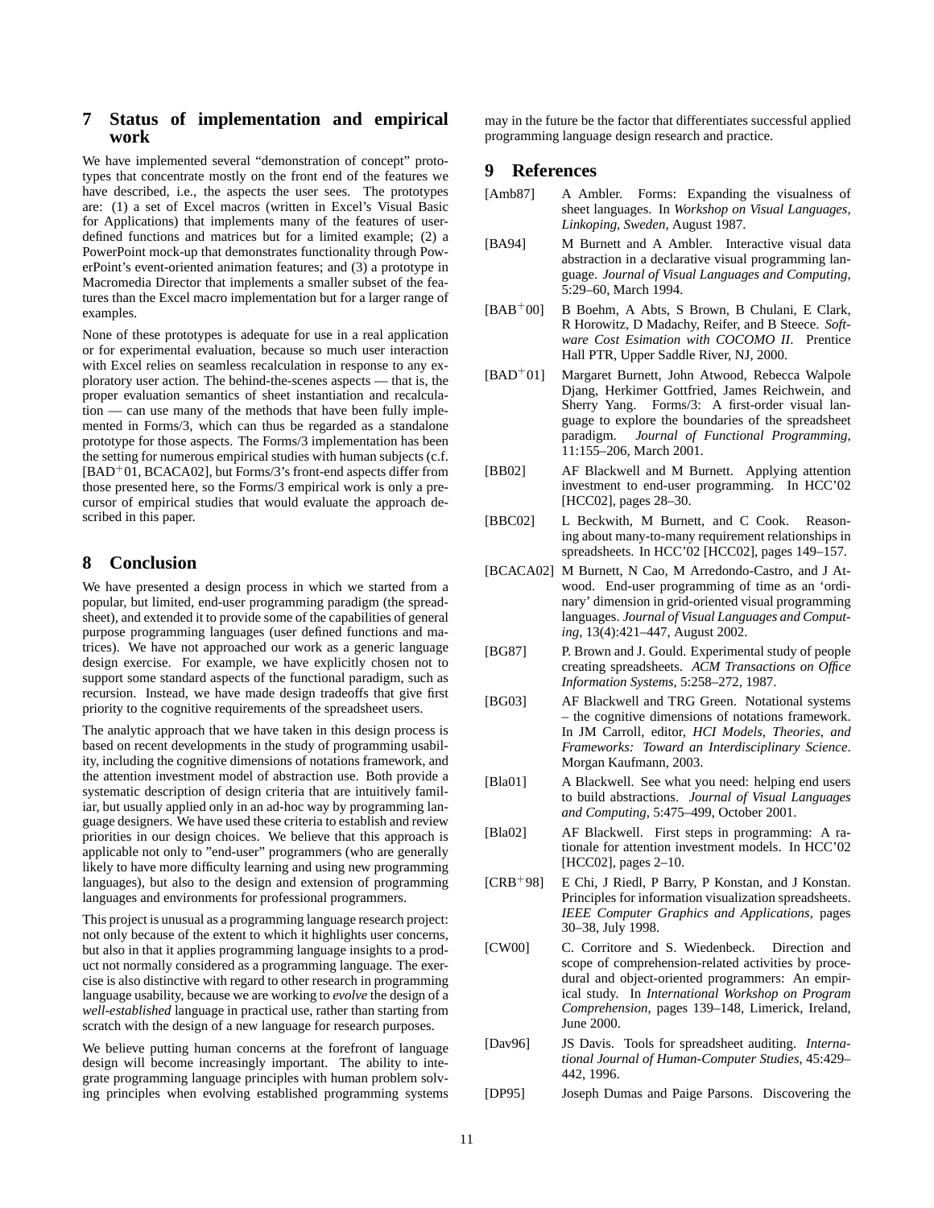## 7 Status of implementation and empirical work

We have implemented several "demonstration of concept" prototypes that concentrate mostly on the front end of the features we have described, i.e., the aspects the user sees. The prototypes are: (1) a set of Excel macros (written in Excel's Visual Basic for Applications) that implements many of the features of user-defined functions and matrices but for a limited example; (2) a PowerPoint mock-up that demonstrates functionality through PowerPoint's event-oriented animation features; and (3) a prototype in Macromedia Director that implements a smaller subset of the features than the Excel macro implementation but for a larger range of examples.

None of these prototypes is adequate for use in a real application or for experimental evaluation, because so much user interaction with Excel relies on seamless recalculation in response to any exploratory user action. The behind-the-scenes aspects — that is, the proper evaluation semantics of sheet instantiation and recalculation — can use many of the methods that have been fully implemented in Forms/3, which can thus be regarded as a standalone prototype for those aspects. The Forms/3 implementation has been the setting for numerous empirical studies with human subjects (c.f. [BAD+01, BCACA02], but Forms/3's front-end aspects differ from those presented here, so the Forms/3 empirical work is only a precursor of empirical studies that would evaluate the approach described in this paper.

## 8 Conclusion

We have presented a design process in which we started from a popular, but limited, end-user programming paradigm (the spreadsheet), and extended it to provide some of the capabilities of general purpose programming languages (user defined functions and matrices). We have not approached our work as a generic language design exercise. For example, we have explicitly chosen not to support some standard aspects of the functional paradigm, such as recursion. Instead, we have made design tradeoffs that give first priority to the cognitive requirements of the spreadsheet users.

The analytic approach that we have taken in this design process is based on recent developments in the study of programming usability, including the cognitive dimensions of notations framework, and the attention investment model of abstraction use. Both provide a systematic description of design criteria that are intuitively familiar, but usually applied only in an ad-hoc way by programming language designers. We have used these criteria to establish and review priorities in our design choices. We believe that this approach is applicable not only to "end-user" programmers (who are generally likely to have more difficulty learning and using new programming languages), but also to the design and extension of programming languages and environments for professional programmers.

This project is unusual as a programming language research project: not only because of the extent to which it highlights user concerns, but also in that it applies programming language insights to a product not normally considered as a programming language. The exercise is also distinctive with regard to other research in programming language usability, because we are working to *evolve* the design of a *well-established* language in practical use, rather than starting from scratch with the design of a new language for research purposes.

We believe putting human concerns at the forefront of language design will become increasingly important. The ability to integrate programming language principles with human problem solving principles when evolving established programming systems may in the future be the factor that differentiates successful applied programming language design research and practice.

## 9 References

[Amb87] A Ambler. Forms: Expanding the visualness of sheet languages. In *Workshop on Visual Languages, Linkoping, Sweden*, August 1987.

[BA94] M Burnett and A Ambler. Interactive visual data abstraction in a declarative visual programming language. *Journal of Visual Languages and Computing*, 5:29–60, March 1994.

[BAB+00] B Boehm, A Abts, S Brown, B Chulani, E Clark, R Horowitz, D Madachy, Reifer, and B Steece. *Software Cost Esimation with COCOMO II*. Prentice Hall PTR, Upper Saddle River, NJ, 2000.

[BAD+01] Margaret Burnett, John Atwood, Rebecca Walpole Djang, Herkimer Gottfried, James Reichwein, and Sherry Yang. Forms/3: A first-order visual language to explore the boundaries of the spreadsheet paradigm. *Journal of Functional Programming*, 11:155–206, March 2001.

[BB02] AF Blackwell and M Burnett. Applying attention investment to end-user programming. In HCC'02 [HCC02], pages 28–30.

[BBC02] L Beckwith, M Burnett, and C Cook. Reasoning about many-to-many requirement relationships in spreadsheets. In HCC'02 [HCC02], pages 149–157.

[BCACA02] M Burnett, N Cao, M Arredondo-Castro, and J Atwood. End-user programming of time as an 'ordinary' dimension in grid-oriented visual programming languages. *Journal of Visual Languages and Computing*, 13(4):421–447, August 2002.

[BG87] P. Brown and J. Gould. Experimental study of people creating spreadsheets. *ACM Transactions on Office Information Systems*, 5:258–272, 1987.

[BG03] AF Blackwell and TRG Green. Notational systems – the cognitive dimensions of notations framework. In JM Carroll, editor, *HCI Models, Theories, and Frameworks: Toward an Interdisciplinary Science*. Morgan Kaufmann, 2003.

[Bla01] A Blackwell. See what you need: helping end users to build abstractions. *Journal of Visual Languages and Computing*, 5:475–499, October 2001.

[Bla02] AF Blackwell. First steps in programming: A rationale for attention investment models. In HCC'02 [HCC02], pages 2–10.

[CRB+98] E Chi, J Riedl, P Barry, P Konstan, and J Konstan. Principles for information visualization spreadsheets. *IEEE Computer Graphics and Applications*, pages 30–38, July 1998.

[CW00] C. Corritore and S. Wiedenbeck. Direction and scope of comprehension-related activities by procedural and object-oriented programmers: An empirical study. In *International Workshop on Program Comprehension*, pages 139–148, Limerick, Ireland, June 2000.

[Dav96] JS Davis. Tools for spreadsheet auditing. *International Journal of Human-Computer Studies*, 45:429–442, 1996.

[DP95] Joseph Dumas and Paige Parsons. Discovering the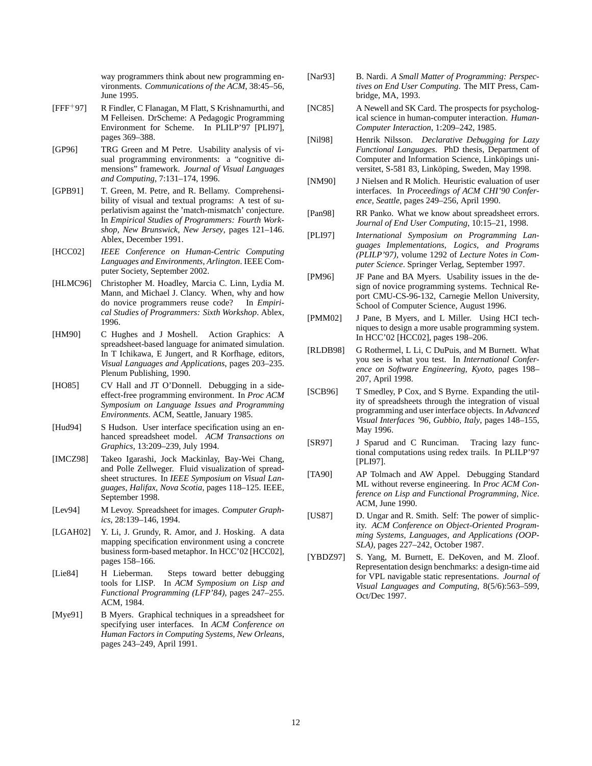way programmers think about new programming environments. *Communications of the ACM*, 38:45–56, June 1995.

[FFF+97] R Findler, C Flanagan, M Flatt, S Krishnamurthi, and M Felleisen. DrScheme: A Pedagogic Programming Environment for Scheme. In PLILP'97 [PLI97], pages 369–388.

[GP96] TRG Green and M Petre. Usability analysis of visual programming environments: a "cognitive dimensions" framework. *Journal of Visual Languages and Computing*, 7:131–174, 1996.

[GPB91] T. Green, M. Petre, and R. Bellamy. Comprehensibility of visual and textual programs: A test of superlativism against the 'match-mismatch' conjecture. In *Empirical Studies of Programmers: Fourth Workshop, New Brunswick, New Jersey*, pages 121–146. Ablex, December 1991.

[HCC02] *IEEE Conference on Human-Centric Computing Languages and Environments, Arlington*. IEEE Computer Society, September 2002.

[HLMC96] Christopher M. Hoadley, Marcia C. Linn, Lydia M. Mann, and Michael J. Clancy. When, why and how do novice programmers reuse code? In *Empirical Studies of Programmers: Sixth Workshop*. Ablex, 1996.

[HM90] C Hughes and J Moshell. Action Graphics: A spreadsheet-based language for animated simulation. In T Ichikawa, E Jungert, and R Korfhage, editors, *Visual Languages and Applications*, pages 203–235. Plenum Publishing, 1990.

[HO85] CV Hall and JT O'Donnell. Debugging in a side-effect-free programming environment. In *Proc ACM Symposium on Language Issues and Programming Environments*. ACM, Seattle, January 1985.

[Hud94] S Hudson. User interface specification using an enhanced spreadsheet model. *ACM Transactions on Graphics*, 13:209–239, July 1994.

[IMCZ98] Takeo Igarashi, Jock Mackinlay, Bay-Wei Chang, and Polle Zellweger. Fluid visualization of spreadsheet structures. In *IEEE Symposium on Visual Languages, Halifax, Nova Scotia*, pages 118–125. IEEE, September 1998.

[Lev94] M Levoy. Spreadsheet for images. *Computer Graphics*, 28:139–146, 1994.

[LGAH02] Y. Li, J. Grundy, R. Amor, and J. Hosking. A data mapping specification environment using a concrete business form-based metaphor. In HCC'02 [HCC02], pages 158–166.

[Lie84] H Lieberman. Steps toward better debugging tools for LISP. In *ACM Symposium on Lisp and Functional Programming (LFP'84)*, pages 247–255. ACM, 1984.

[Mye91] B Myers. Graphical techniques in a spreadsheet for specifying user interfaces. In *ACM Conference on Human Factors in Computing Systems, New Orleans*, pages 243–249, April 1991.

[Nar93] B. Nardi. *A Small Matter of Programming: Perspectives on End User Computing*. The MIT Press, Cambridge, MA, 1993.

[NC85] A Newell and SK Card. The prospects for psychological science in human-computer interaction. *Human-Computer Interaction*, 1:209–242, 1985.

[Nil98] Henrik Nilsson. *Declarative Debugging for Lazy Functional Languages*. PhD thesis, Department of Computer and Information Science, Linköpings universitet, S-581 83, Linköping, Sweden, May 1998.

[NM90] J Nielsen and R Molich. Heuristic evaluation of user interfaces. In *Proceedings of ACM CHI'90 Conference, Seattle*, pages 249–256, April 1990.

[Pan98] RR Panko. What we know about spreadsheet errors. *Journal of End User Computing*, 10:15–21, 1998.

[PLI97] *International Symposium on Programming Languages Implementations, Logics, and Programs (PLILP'97)*, volume 1292 of *Lecture Notes in Computer Science*. Springer Verlag, September 1997.

[PM96] JF Pane and BA Myers. Usability issues in the design of novice programming systems. Technical Report CMU-CS-96-132, Carnegie Mellon University, School of Computer Science, August 1996.

[PMM02] J Pane, B Myers, and L Miller. Using HCI techniques to design a more usable programming system. In HCC'02 [HCC02], pages 198–206.

[RLDB98] G Rothermel, L Li, C DuPuis, and M Burnett. What you see is what you test. In *International Conference on Software Engineering, Kyoto*, pages 198–207, April 1998.

[SCB96] T Smedley, P Cox, and S Byrne. Expanding the utility of spreadsheets through the integration of visual programming and user interface objects. In *Advanced Visual Interfaces '96, Gubbio, Italy*, pages 148–155, May 1996.

[SR97] J Sparud and C Runciman. Tracing lazy functional computations using redex trails. In PLILP'97 [PLI97].

[TA90] AP Tolmach and AW Appel. Debugging Standard ML without reverse engineering. In *Proc ACM Conference on Lisp and Functional Programming, Nice*. ACM, June 1990.

[US87] D. Ungar and R. Smith. Self: The power of simplicity. *ACM Conference on Object-Oriented Programming Systems, Languages, and Applications (OOPSLA)*, pages 227–242, October 1987.

[YBDZ97] S. Yang, M. Burnett, E. DeKoven, and M. Zloof. Representation design benchmarks: a design-time aid for VPL navigable static representations. *Journal of Visual Languages and Computing*, 8(5/6):563–599, Oct/Dec 1997.